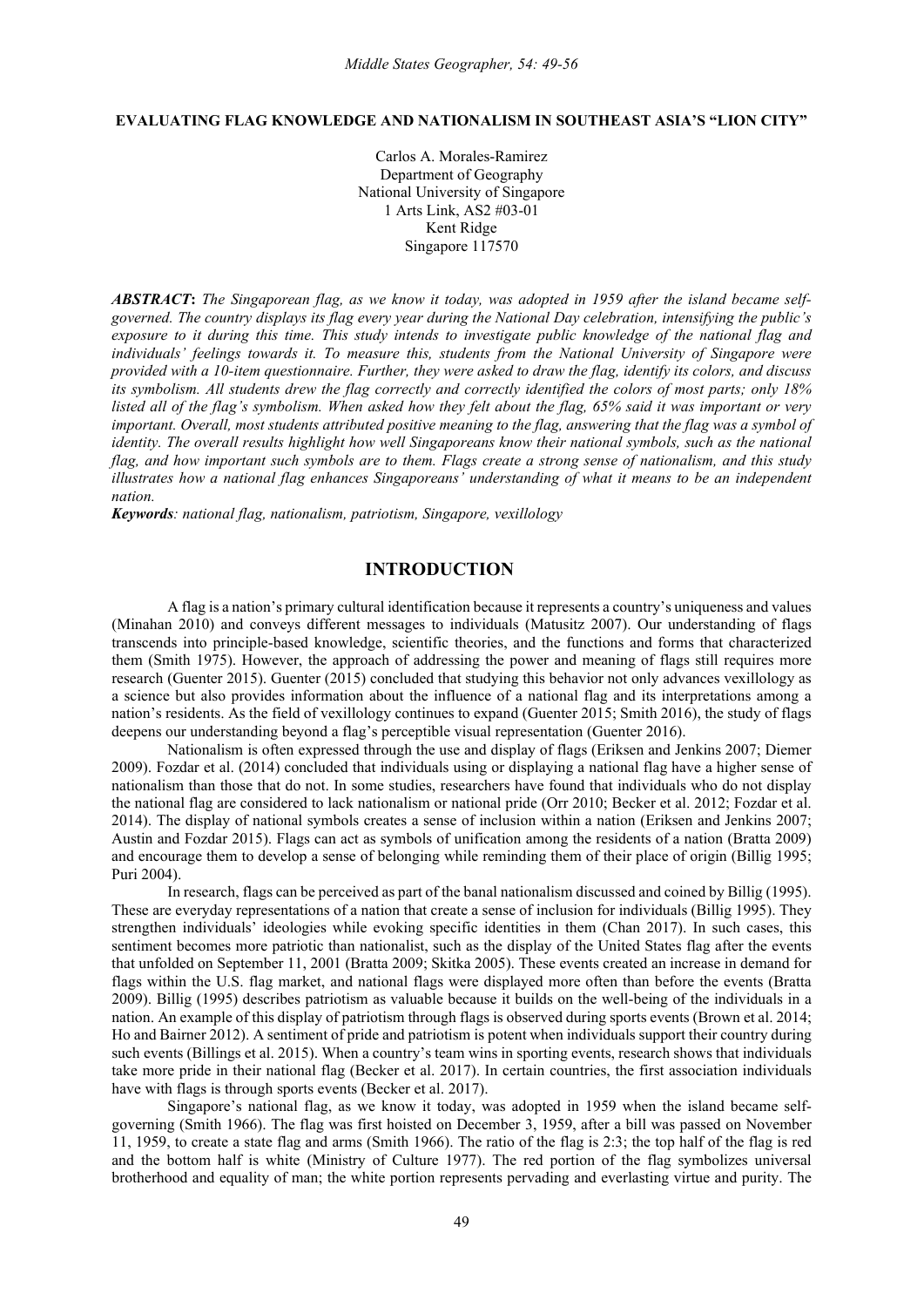# EVALUATING FLAG KNOWLEDGE AND NATIONALISM IN SOUTHEAST ASIA'S "LION CITY"

Carlos A. Morales-Ramirez
Department of Geography
National University of Singapore
1 Arts Link, AS2 #03-01
Kent Ridge
Singapore 117570

***ABSTRACT*****:** *The Singaporean flag, as we know it today, was adopted in 1959 after the island became self-governed. The country displays its flag every year during the National Day celebration, intensifying the public's exposure to it during this time. This study intends to investigate public knowledge of the national flag and individuals' feelings towards it. To measure this, students from the National University of Singapore were provided with a 10-item questionnaire. Further, they were asked to draw the flag, identify its colors, and discuss its symbolism. All students drew the flag correctly and correctly identified the colors of most parts; only 18% listed all of the flag's symbolism. When asked how they felt about the flag, 65% said it was important or very important. Overall, most students attributed positive meaning to the flag, answering that the flag was a symbol of identity. The overall results highlight how well Singaporeans know their national symbols, such as the national flag, and how important such symbols are to them. Flags create a strong sense of nationalism, and this study illustrates how a national flag enhances Singaporeans' understanding of what it means to be an independent nation.*

***Keywords****: national flag, nationalism, patriotism, Singapore, vexillology*

## INTRODUCTION

A flag is a nation's primary cultural identification because it represents a country's uniqueness and values (Minahan 2010) and conveys different messages to individuals (Matusitz 2007). Our understanding of flags transcends into principle-based knowledge, scientific theories, and the functions and forms that characterized them (Smith 1975). However, the approach of addressing the power and meaning of flags still requires more research (Guenter 2015). Guenter (2015) concluded that studying this behavior not only advances vexillology as a science but also provides information about the influence of a national flag and its interpretations among a nation's residents. As the field of vexillology continues to expand (Guenter 2015; Smith 2016), the study of flags deepens our understanding beyond a flag's perceptible visual representation (Guenter 2016).

Nationalism is often expressed through the use and display of flags (Eriksen and Jenkins 2007; Diemer 2009). Fozdar et al. (2014) concluded that individuals using or displaying a national flag have a higher sense of nationalism than those that do not. In some studies, researchers have found that individuals who do not display the national flag are considered to lack nationalism or national pride (Orr 2010; Becker et al. 2012; Fozdar et al. 2014). The display of national symbols creates a sense of inclusion within a nation (Eriksen and Jenkins 2007; Austin and Fozdar 2015). Flags can act as symbols of unification among the residents of a nation (Bratta 2009) and encourage them to develop a sense of belonging while reminding them of their place of origin (Billig 1995; Puri 2004).

In research, flags can be perceived as part of the banal nationalism discussed and coined by Billig (1995). These are everyday representations of a nation that create a sense of inclusion for individuals (Billig 1995). They strengthen individuals' ideologies while evoking specific identities in them (Chan 2017). In such cases, this sentiment becomes more patriotic than nationalist, such as the display of the United States flag after the events that unfolded on September 11, 2001 (Bratta 2009; Skitka 2005). These events created an increase in demand for flags within the U.S. flag market, and national flags were displayed more often than before the events (Bratta 2009). Billig (1995) describes patriotism as valuable because it builds on the well-being of the individuals in a nation. An example of this display of patriotism through flags is observed during sports events (Brown et al. 2014; Ho and Bairner 2012). A sentiment of pride and patriotism is potent when individuals support their country during such events (Billings et al. 2015). When a country's team wins in sporting events, research shows that individuals take more pride in their national flag (Becker et al. 2017). In certain countries, the first association individuals have with flags is through sports events (Becker et al. 2017).

Singapore's national flag, as we know it today, was adopted in 1959 when the island became self-governing (Smith 1966). The flag was first hoisted on December 3, 1959, after a bill was passed on November 11, 1959, to create a state flag and arms (Smith 1966). The ratio of the flag is 2:3; the top half of the flag is red and the bottom half is white (Ministry of Culture 1977). The red portion of the flag symbolizes universal brotherhood and equality of man; the white portion represents pervading and everlasting virtue and purity. The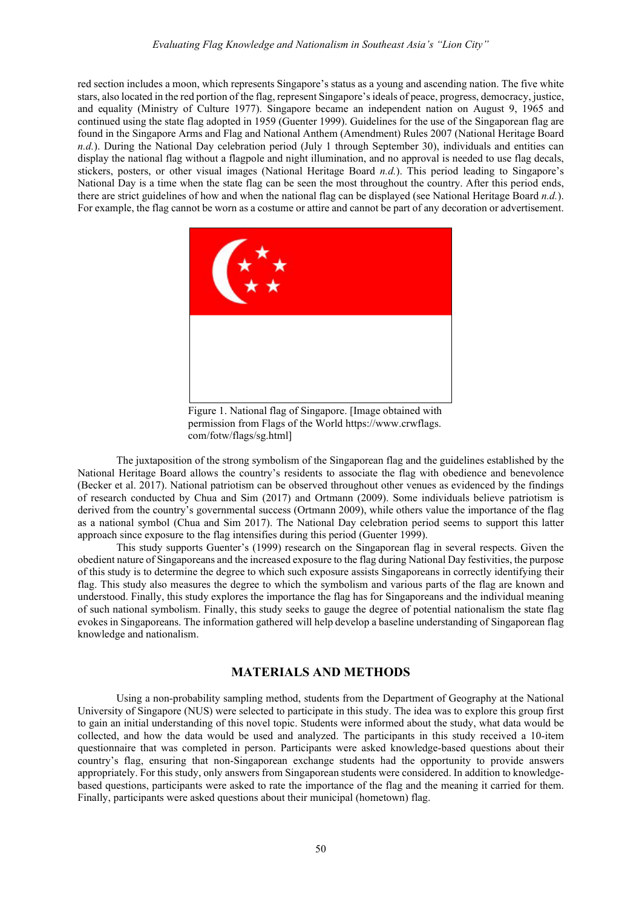red section includes a moon, which represents Singapore's status as a young and ascending nation. The five white stars, also located in the red portion of the flag, represent Singapore's ideals of peace, progress, democracy, justice, and equality (Ministry of Culture 1977). Singapore became an independent nation on August 9, 1965 and continued using the state flag adopted in 1959 (Guenter 1999). Guidelines for the use of the Singaporean flag are found in the Singapore Arms and Flag and National Anthem (Amendment) Rules 2007 (National Heritage Board *n.d.*). During the National Day celebration period (July 1 through September 30), individuals and entities can display the national flag without a flagpole and night illumination, and no approval is needed to use flag decals, stickers, posters, or other visual images (National Heritage Board *n.d.*). This period leading to Singapore's National Day is a time when the state flag can be seen the most throughout the country. After this period ends, there are strict guidelines of how and when the national flag can be displayed (see National Heritage Board *n.d.*). For example, the flag cannot be worn as a costume or attire and cannot be part of any decoration or advertisement.

Figure 1. National flag of Singapore. [Image obtained with permission from Flags of the World https://www.crwflags.com/fotw/flags/sg.html]

The juxtaposition of the strong symbolism of the Singaporean flag and the guidelines established by the National Heritage Board allows the country's residents to associate the flag with obedience and benevolence (Becker et al. 2017). National patriotism can be observed throughout other venues as evidenced by the findings of research conducted by Chua and Sim (2017) and Ortmann (2009). Some individuals believe patriotism is derived from the country's governmental success (Ortmann 2009), while others value the importance of the flag as a national symbol (Chua and Sim 2017). The National Day celebration period seems to support this latter approach since exposure to the flag intensifies during this period (Guenter 1999).

This study supports Guenter's (1999) research on the Singaporean flag in several respects. Given the obedient nature of Singaporeans and the increased exposure to the flag during National Day festivities, the purpose of this study is to determine the degree to which such exposure assists Singaporeans in correctly identifying their flag. This study also measures the degree to which the symbolism and various parts of the flag are known and understood. Finally, this study explores the importance the flag has for Singaporeans and the individual meaning of such national symbolism. Finally, this study seeks to gauge the degree of potential nationalism the state flag evokes in Singaporeans. The information gathered will help develop a baseline understanding of Singaporean flag knowledge and nationalism.

## MATERIALS AND METHODS

Using a non-probability sampling method, students from the Department of Geography at the National University of Singapore (NUS) were selected to participate in this study. The idea was to explore this group first to gain an initial understanding of this novel topic. Students were informed about the study, what data would be collected, and how the data would be used and analyzed. The participants in this study received a 10-item questionnaire that was completed in person. Participants were asked knowledge-based questions about their country's flag, ensuring that non-Singaporean exchange students had the opportunity to provide answers appropriately. For this study, only answers from Singaporean students were considered. In addition to knowledge-based questions, participants were asked to rate the importance of the flag and the meaning it carried for them. Finally, participants were asked questions about their municipal (hometown) flag.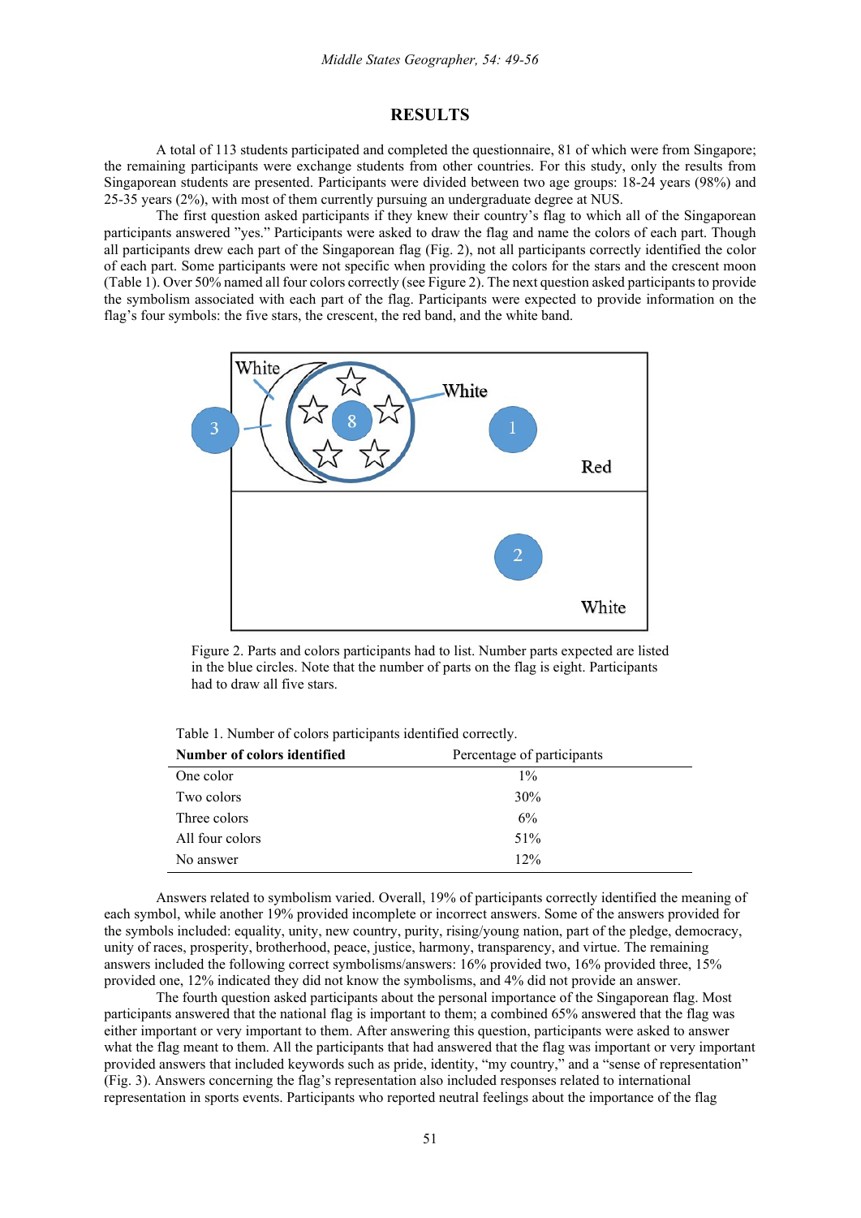## RESULTS

A total of 113 students participated and completed the questionnaire, 81 of which were from Singapore; the remaining participants were exchange students from other countries. For this study, only the results from Singaporean students are presented. Participants were divided between two age groups: 18-24 years (98%) and 25-35 years (2%), with most of them currently pursuing an undergraduate degree at NUS.

The first question asked participants if they knew their country's flag to which all of the Singaporean participants answered "yes." Participants were asked to draw the flag and name the colors of each part. Though all participants drew each part of the Singaporean flag (Fig. 2), not all participants correctly identified the color of each part. Some participants were not specific when providing the colors for the stars and the crescent moon (Table 1). Over 50% named all four colors correctly (see Figure 2). The next question asked participants to provide the symbolism associated with each part of the flag. Participants were expected to provide information on the flag's four symbols: the five stars, the crescent, the red band, and the white band.

White

White

3

8

1

Red

2

White

Figure 2. Parts and colors participants had to list. Number parts expected are listed in the blue circles. Note that the number of parts on the flag is eight. Participants had to draw all five stars.

Table 1. Number of colors participants identified correctly.

| Number of colors identified | Percentage of participants |
|---|---|
| One color | 1% |
| Two colors | 30% |
| Three colors | 6% |
| All four colors | 51% |
| No answer | 12% |

Answers related to symbolism varied. Overall, 19% of participants correctly identified the meaning of each symbol, while another 19% provided incomplete or incorrect answers. Some of the answers provided for the symbols included: equality, unity, new country, purity, rising/young nation, part of the pledge, democracy, unity of races, prosperity, brotherhood, peace, justice, harmony, transparency, and virtue. The remaining answers included the following correct symbolisms/answers: 16% provided two, 16% provided three, 15% provided one, 12% indicated they did not know the symbolisms, and 4% did not provide an answer.

The fourth question asked participants about the personal importance of the Singaporean flag. Most participants answered that the national flag is important to them; a combined 65% answered that the flag was either important or very important to them. After answering this question, participants were asked to answer what the flag meant to them. All the participants that had answered that the flag was important or very important provided answers that included keywords such as pride, identity, "my country," and a "sense of representation" (Fig. 3). Answers concerning the flag's representation also included responses related to international representation in sports events. Participants who reported neutral feelings about the importance of the flag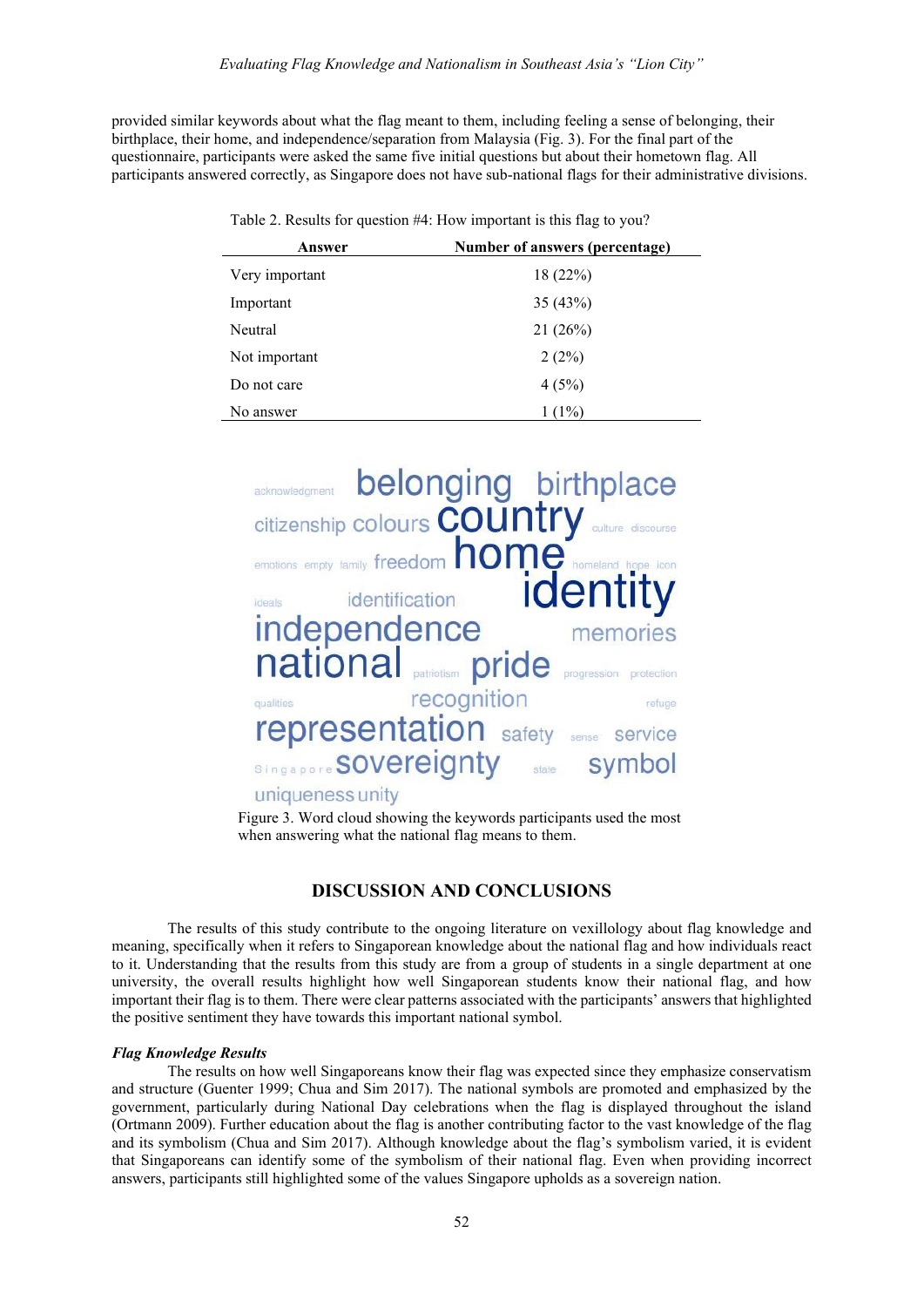provided similar keywords about what the flag meant to them, including feeling a sense of belonging, their birthplace, their home, and independence/separation from Malaysia (Fig. 3). For the final part of the questionnaire, participants were asked the same five initial questions but about their hometown flag. All participants answered correctly, as Singapore does not have sub-national flags for their administrative divisions.

Table 2. Results for question #4: How important is this flag to you?

| Answer | Number of answers (percentage) |
|---|---|
| Very important | 18 (22%) |
| Important | 35 (43%) |
| Neutral | 21 (26%) |
| Not important | 2 (2%) |
| Do not care | 4 (5%) |
| No answer | 1 (1%) |

Figure 3. Word cloud showing the keywords participants used the most when answering what the national flag means to them.

## DISCUSSION AND CONCLUSIONS

The results of this study contribute to the ongoing literature on vexillology about flag knowledge and meaning, specifically when it refers to Singaporean knowledge about the national flag and how individuals react to it. Understanding that the results from this study are from a group of students in a single department at one university, the overall results highlight how well Singaporean students know their national flag, and how important their flag is to them. There were clear patterns associated with the participants' answers that highlighted the positive sentiment they have towards this important national symbol.

### *Flag Knowledge Results*

The results on how well Singaporeans know their flag was expected since they emphasize conservatism and structure (Guenter 1999; Chua and Sim 2017). The national symbols are promoted and emphasized by the government, particularly during National Day celebrations when the flag is displayed throughout the island (Ortmann 2009). Further education about the flag is another contributing factor to the vast knowledge of the flag and its symbolism (Chua and Sim 2017). Although knowledge about the flag's symbolism varied, it is evident that Singaporeans can identify some of the symbolism of their national flag. Even when providing incorrect answers, participants still highlighted some of the values Singapore upholds as a sovereign nation.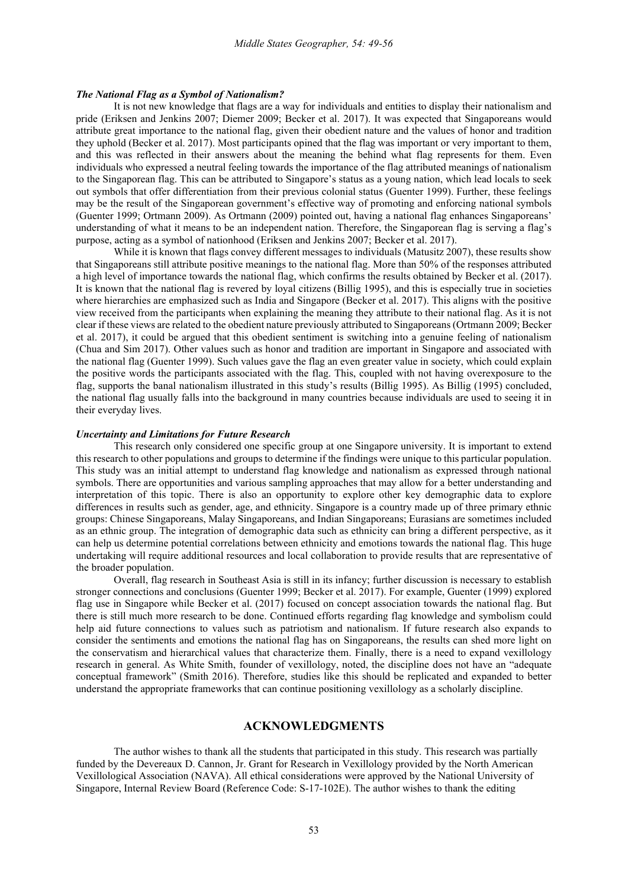### *The National Flag as a Symbol of Nationalism?*

It is not new knowledge that flags are a way for individuals and entities to display their nationalism and pride (Eriksen and Jenkins 2007; Diemer 2009; Becker et al. 2017). It was expected that Singaporeans would attribute great importance to the national flag, given their obedient nature and the values of honor and tradition they uphold (Becker et al. 2017). Most participants opined that the flag was important or very important to them, and this was reflected in their answers about the meaning the behind what flag represents for them. Even individuals who expressed a neutral feeling towards the importance of the flag attributed meanings of nationalism to the Singaporean flag. This can be attributed to Singapore's status as a young nation, which lead locals to seek out symbols that offer differentiation from their previous colonial status (Guenter 1999). Further, these feelings may be the result of the Singaporean government's effective way of promoting and enforcing national symbols (Guenter 1999; Ortmann 2009). As Ortmann (2009) pointed out, having a national flag enhances Singaporeans' understanding of what it means to be an independent nation. Therefore, the Singaporean flag is serving a flag's purpose, acting as a symbol of nationhood (Eriksen and Jenkins 2007; Becker et al. 2017).

While it is known that flags convey different messages to individuals (Matusitz 2007), these results show that Singaporeans still attribute positive meanings to the national flag. More than 50% of the responses attributed a high level of importance towards the national flag, which confirms the results obtained by Becker et al. (2017). It is known that the national flag is revered by loyal citizens (Billig 1995), and this is especially true in societies where hierarchies are emphasized such as India and Singapore (Becker et al. 2017). This aligns with the positive view received from the participants when explaining the meaning they attribute to their national flag. As it is not clear if these views are related to the obedient nature previously attributed to Singaporeans (Ortmann 2009; Becker et al. 2017), it could be argued that this obedient sentiment is switching into a genuine feeling of nationalism (Chua and Sim 2017). Other values such as honor and tradition are important in Singapore and associated with the national flag (Guenter 1999). Such values gave the flag an even greater value in society, which could explain the positive words the participants associated with the flag. This, coupled with not having overexposure to the flag, supports the banal nationalism illustrated in this study's results (Billig 1995). As Billig (1995) concluded, the national flag usually falls into the background in many countries because individuals are used to seeing it in their everyday lives.

### *Uncertainty and Limitations for Future Research*

This research only considered one specific group at one Singapore university. It is important to extend this research to other populations and groups to determine if the findings were unique to this particular population. This study was an initial attempt to understand flag knowledge and nationalism as expressed through national symbols. There are opportunities and various sampling approaches that may allow for a better understanding and interpretation of this topic. There is also an opportunity to explore other key demographic data to explore differences in results such as gender, age, and ethnicity. Singapore is a country made up of three primary ethnic groups: Chinese Singaporeans, Malay Singaporeans, and Indian Singaporeans; Eurasians are sometimes included as an ethnic group. The integration of demographic data such as ethnicity can bring a different perspective, as it can help us determine potential correlations between ethnicity and emotions towards the national flag. This huge undertaking will require additional resources and local collaboration to provide results that are representative of the broader population.

Overall, flag research in Southeast Asia is still in its infancy; further discussion is necessary to establish stronger connections and conclusions (Guenter 1999; Becker et al. 2017). For example, Guenter (1999) explored flag use in Singapore while Becker et al. (2017) focused on concept association towards the national flag. But there is still much more research to be done. Continued efforts regarding flag knowledge and symbolism could help aid future connections to values such as patriotism and nationalism. If future research also expands to consider the sentiments and emotions the national flag has on Singaporeans, the results can shed more light on the conservatism and hierarchical values that characterize them. Finally, there is a need to expand vexillology research in general. As White Smith, founder of vexillology, noted, the discipline does not have an "adequate conceptual framework" (Smith 2016). Therefore, studies like this should be replicated and expanded to better understand the appropriate frameworks that can continue positioning vexillology as a scholarly discipline.

## ACKNOWLEDGMENTS

The author wishes to thank all the students that participated in this study. This research was partially funded by the Devereaux D. Cannon, Jr. Grant for Research in Vexillology provided by the North American Vexillological Association (NAVA). All ethical considerations were approved by the National University of Singapore, Internal Review Board (Reference Code: S-17-102E). The author wishes to thank the editing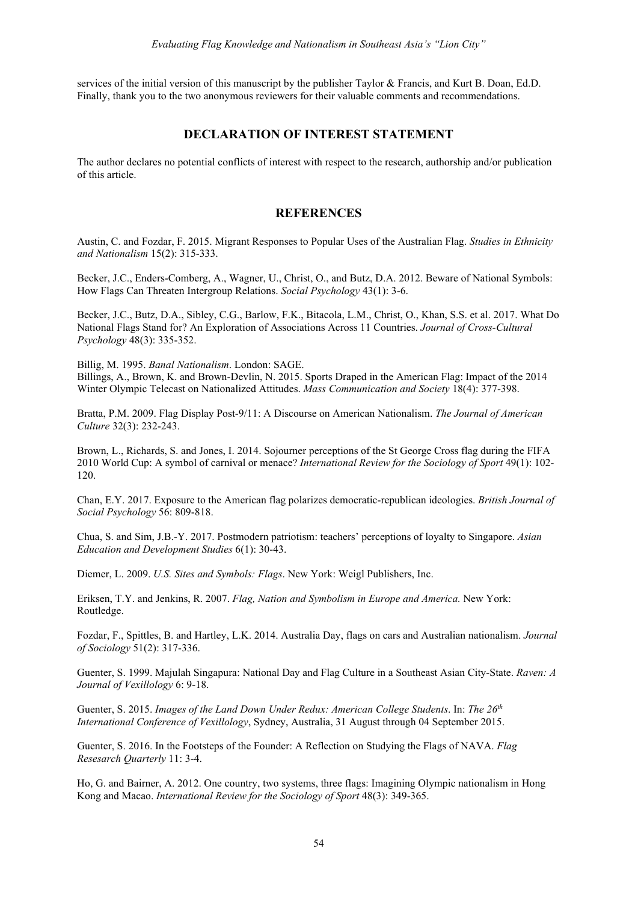services of the initial version of this manuscript by the publisher Taylor & Francis, and Kurt B. Doan, Ed.D. Finally, thank you to the two anonymous reviewers for their valuable comments and recommendations.

## DECLARATION OF INTEREST STATEMENT

The author declares no potential conflicts of interest with respect to the research, authorship and/or publication of this article.

## REFERENCES

Austin, C. and Fozdar, F. 2015. Migrant Responses to Popular Uses of the Australian Flag. *Studies in Ethnicity and Nationalism* 15(2): 315-333.

Becker, J.C., Enders-Comberg, A., Wagner, U., Christ, O., and Butz, D.A. 2012. Beware of National Symbols: How Flags Can Threaten Intergroup Relations. *Social Psychology* 43(1): 3-6.

Becker, J.C., Butz, D.A., Sibley, C.G., Barlow, F.K., Bitacola, L.M., Christ, O., Khan, S.S. et al. 2017. What Do National Flags Stand for? An Exploration of Associations Across 11 Countries. *Journal of Cross-Cultural Psychology* 48(3): 335-352.

Billig, M. 1995. *Banal Nationalism*. London: SAGE.

Billings, A., Brown, K. and Brown-Devlin, N. 2015. Sports Draped in the American Flag: Impact of the 2014 Winter Olympic Telecast on Nationalized Attitudes. *Mass Communication and Society* 18(4): 377-398.

Bratta, P.M. 2009. Flag Display Post-9/11: A Discourse on American Nationalism. *The Journal of American Culture* 32(3): 232-243.

Brown, L., Richards, S. and Jones, I. 2014. Sojourner perceptions of the St George Cross flag during the FIFA 2010 World Cup: A symbol of carnival or menace? *International Review for the Sociology of Sport* 49(1): 102-120.

Chan, E.Y. 2017. Exposure to the American flag polarizes democratic-republican ideologies. *British Journal of Social Psychology* 56: 809-818.

Chua, S. and Sim, J.B.-Y. 2017. Postmodern patriotism: teachers' perceptions of loyalty to Singapore. *Asian Education and Development Studies* 6(1): 30-43.

Diemer, L. 2009. *U.S. Sites and Symbols: Flags*. New York: Weigl Publishers, Inc.

Eriksen, T.Y. and Jenkins, R. 2007. *Flag, Nation and Symbolism in Europe and America.* New York: Routledge.

Fozdar, F., Spittles, B. and Hartley, L.K. 2014. Australia Day, flags on cars and Australian nationalism. *Journal of Sociology* 51(2): 317-336.

Guenter, S. 1999. Majulah Singapura: National Day and Flag Culture in a Southeast Asian City-State. *Raven: A Journal of Vexillology* 6: 9-18.

Guenter, S. 2015. *Images of the Land Down Under Redux: American College Students*. In: *The 26th International Conference of Vexillology*, Sydney, Australia, 31 August through 04 September 2015.

Guenter, S. 2016. In the Footsteps of the Founder: A Reflection on Studying the Flags of NAVA. *Flag Resesarch Quarterly* 11: 3-4.

Ho, G. and Bairner, A. 2012. One country, two systems, three flags: Imagining Olympic nationalism in Hong Kong and Macao. *International Review for the Sociology of Sport* 48(3): 349-365.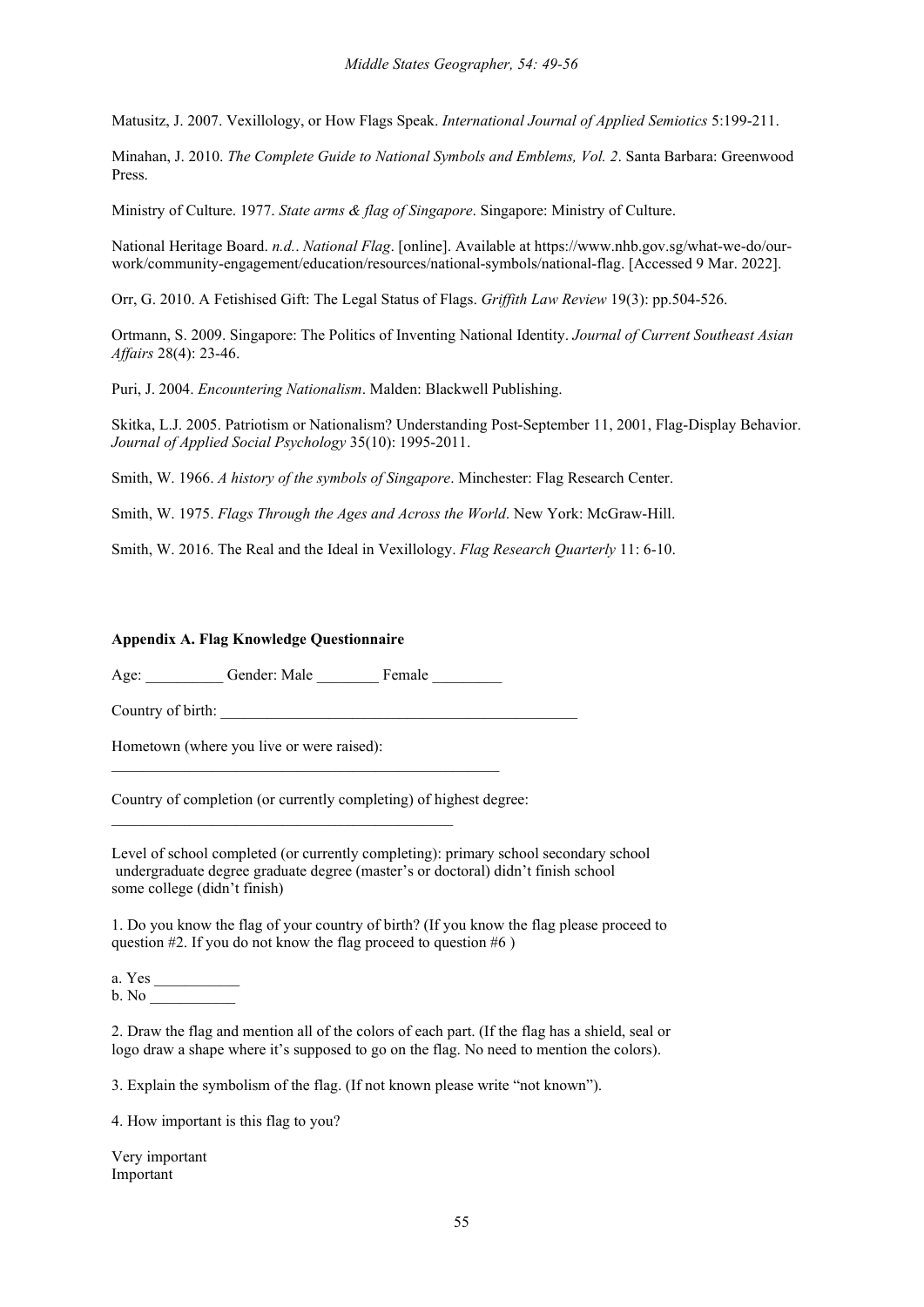Matusitz, J. 2007. Vexillology, or How Flags Speak. *International Journal of Applied Semiotics* 5:199-211.

Minahan, J. 2010. *The Complete Guide to National Symbols and Emblems, Vol. 2*. Santa Barbara: Greenwood Press.

Ministry of Culture. 1977. *State arms & flag of Singapore*. Singapore: Ministry of Culture.

National Heritage Board. *n.d.*. *National Flag*. [online]. Available at https://www.nhb.gov.sg/what-we-do/our-work/community-engagement/education/resources/national-symbols/national-flag. [Accessed 9 Mar. 2022].

Orr, G. 2010. A Fetishised Gift: The Legal Status of Flags. *Griffith Law Review* 19(3): pp.504-526.

Ortmann, S. 2009. Singapore: The Politics of Inventing National Identity. *Journal of Current Southeast Asian Affairs* 28(4): 23-46.

Puri, J. 2004. *Encountering Nationalism*. Malden: Blackwell Publishing.

Skitka, L.J. 2005. Patriotism or Nationalism? Understanding Post-September 11, 2001, Flag-Display Behavior. *Journal of Applied Social Psychology* 35(10): 1995-2011.

Smith, W. 1966. *A history of the symbols of Singapore*. Minchester: Flag Research Center.

Smith, W. 1975. *Flags Through the Ages and Across the World*. New York: McGraw-Hill.

Smith, W. 2016. The Real and the Ideal in Vexillology. *Flag Research Quarterly* 11: 6-10.

**Appendix A. Flag Knowledge Questionnaire**

Age: __________ Gender: Male ________ Female _________

Country of birth: _______________________________________________

Hometown (where you live or were raised):
___________________________________________________

Country of completion (or currently completing) of highest degree:
____________________________________________

Level of school completed (or currently completing): primary school secondary school undergraduate degree graduate degree (master's or doctoral) didn't finish school some college (didn't finish)

1. Do you know the flag of your country of birth? (If you know the flag please proceed to question #2. If you do not know the flag proceed to question #6 )

a. Yes ___________
b. No ___________

2. Draw the flag and mention all of the colors of each part. (If the flag has a shield, seal or logo draw a shape where it's supposed to go on the flag. No need to mention the colors).

3. Explain the symbolism of the flag. (If not known please write "not known").

4. How important is this flag to you?

Very important
Important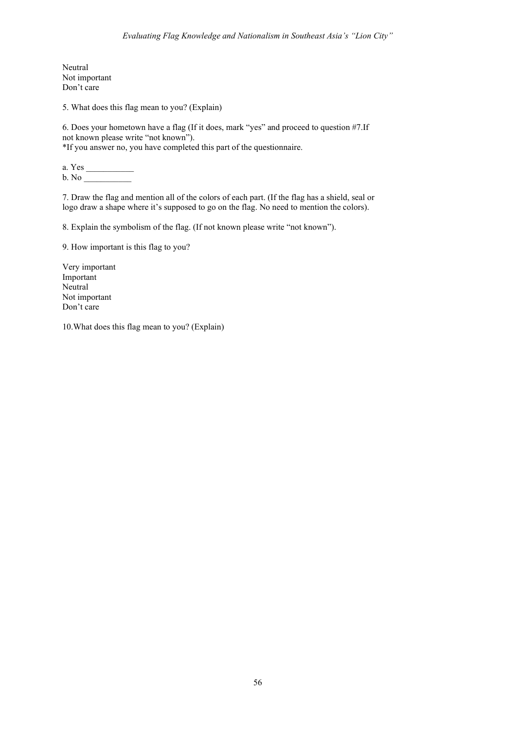Neutral
Not important
Don't care

5. What does this flag mean to you? (Explain)

6. Does your hometown have a flag (If it does, mark "yes" and proceed to question #7.If not known please write "not known").
*If you answer no, you have completed this part of the questionnaire.

a. Yes ___________
b. No ___________

7. Draw the flag and mention all of the colors of each part. (If the flag has a shield, seal or logo draw a shape where it's supposed to go on the flag. No need to mention the colors).

8. Explain the symbolism of the flag. (If not known please write "not known").

9. How important is this flag to you?

Very important
Important
Neutral
Not important
Don't care

10.What does this flag mean to you? (Explain)